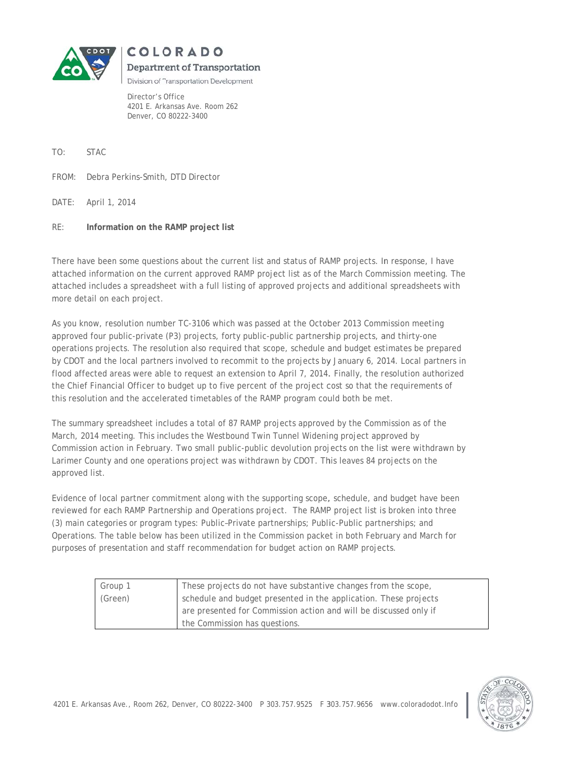**COLORADO**
**Department of Transportation**
Division of Transportation Development

Director's Office
4201 E. Arkansas Ave. Room 262
Denver, CO 80222-3400

TO: STAC

FROM: Debra Perkins-Smith, DTD Director

DATE: April 1, 2014

RE: **Information on the RAMP project list**

There have been some questions about the current list and status of RAMP projects. In response, I have attached information on the current approved RAMP project list as of the March Commission meeting. The attached includes a spreadsheet with a full listing of approved projects and additional spreadsheets with more detail on each project.

As you know, resolution number TC-3106 which was passed at the October 2013 Commission meeting approved four public-private (P3) projects, forty public-public partnership projects, and thirty-one operations projects. The resolution also required that scope, schedule and budget estimates be prepared by CDOT and the local partners involved to recommit to the projects by January 6, 2014. Local partners in flood affected areas were able to request an extension to April 7, 2014. Finally, the resolution authorized the Chief Financial Officer to budget up to five percent of the project cost so that the requirements of this resolution and the accelerated timetables of the RAMP program could both be met.

The summary spreadsheet includes a total of 87 RAMP projects approved by the Commission as of the March, 2014 meeting. This includes the Westbound Twin Tunnel Widening project approved by Commission action in February. Two small public-public devolution projects on the list were withdrawn by Larimer County and one operations project was withdrawn by CDOT. This leaves 84 projects on the approved list.

Evidence of local partner commitment along with the supporting scope, schedule, and budget have been reviewed for each RAMP Partnership and Operations project. The RAMP project list is broken into three (3) main categories or program types: Public–Private partnerships; Public-Public partnerships; and Operations. The table below has been utilized in the Commission packet in both February and March for purposes of presentation and staff recommendation for budget action on RAMP projects.

| | |
|---|---|
| Group 1 (Green) | These projects do not have substantive changes from the scope, schedule and budget presented in the application. These projects are presented for Commission action and will be discussed only if the Commission has questions. |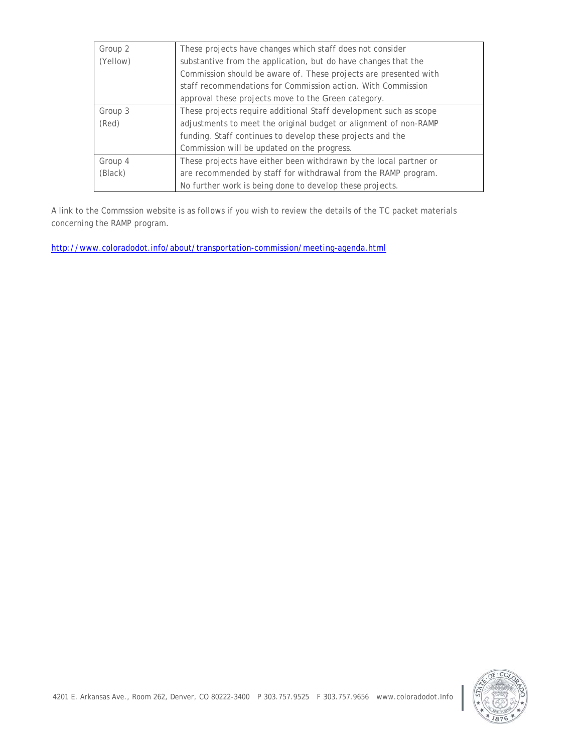| | |
|---|---|
| Group 2 (Yellow) | These projects have changes which staff does not consider substantive from the application, but do have changes that the Commission should be aware of. These projects are presented with staff recommendations for Commission action. With Commission approval these projects move to the Green category. |
| Group 3 (Red) | These projects require additional Staff development such as scope adjustments to meet the original budget or alignment of non-RAMP funding. Staff continues to develop these projects and the Commission will be updated on the progress. |
| Group 4 (Black) | These projects have either been withdrawn by the local partner or are recommended by staff for withdrawal from the RAMP program. No further work is being done to develop these projects. |

A link to the Commssion website is as follows if you wish to review the details of the TC packet materials concerning the RAMP program.

http://www.coloradodot.info/about/transportation-commission/meeting-agenda.html

4201 E. Arkansas Ave., Room 262, Denver, CO 80222-3400 P 303.757.9525 F 303.757.9656 www.coloradodot.Info